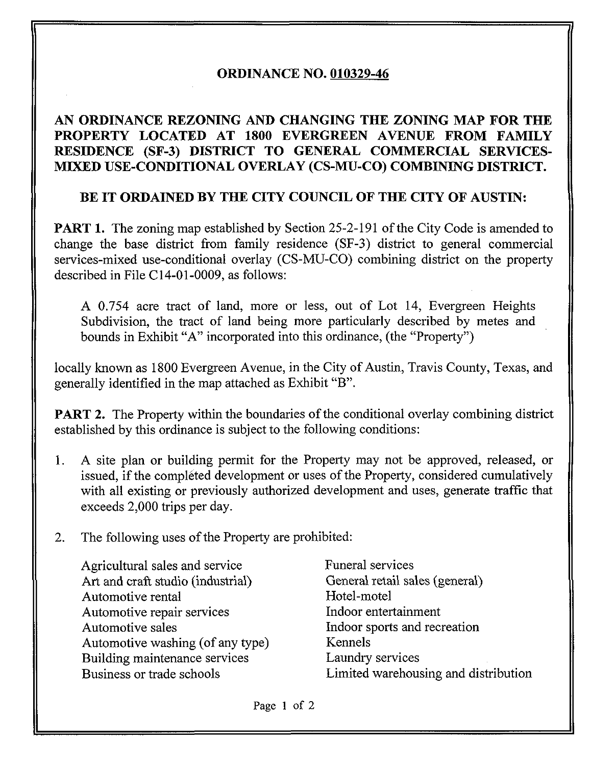# ORDINANCE NO. 010329-46

## AN ORDINANCE REZONING AND CHANGING THE ZONING MAP FOR THE PROPERTY LOCATED AT 1800 EVERGREEN AVENUE FROM FAMILY RESIDENCE (SF-3) DISTRICT TO GENERAL COMMERCIAL SERVICES-MIXED USE-CONDITIONAL OVERLAY (CS-MU-CO) COMBINING DISTRICT.

**BE IT ORDAINED BY THE CITY COUNCIL OF THE CITY OF AUSTIN:**

**PART 1.** The zoning map established by Section 25-2-191 of the City Code is amended to change the base district from family residence (SF-3) district to general commercial services-mixed use-conditional overlay (CS-MU-CO) combining district on the property described in File C14-01-0009, as follows:

> A 0.754 acre tract of land, more or less, out of Lot 14, Evergreen Heights Subdivision, the tract of land being more particularly described by metes and bounds in Exhibit "A" incorporated into this ordinance, (the "Property")

locally known as 1800 Evergreen Avenue, in the City of Austin, Travis County, Texas, and generally identified in the map attached as Exhibit "B".

**PART 2.** The Property within the boundaries of the conditional overlay combining district established by this ordinance is subject to the following conditions:

1. A site plan or building permit for the Property may not be approved, released, or issued, if the completed development or uses of the Property, considered cumulatively with all existing or previously authorized development and uses, generate traffic that exceeds 2,000 trips per day.

2. The following uses of the Property are prohibited:

   Agricultural sales and service
   Art and craft studio (industrial)
   Automotive rental
   Automotive repair services
   Automotive sales
   Automotive washing (of any type)
   Building maintenance services
   Business or trade schools
   Funeral services
   General retail sales (general)
   Hotel-motel
   Indoor entertainment
   Indoor sports and recreation
   Kennels
   Laundry services
   Limited warehousing and distribution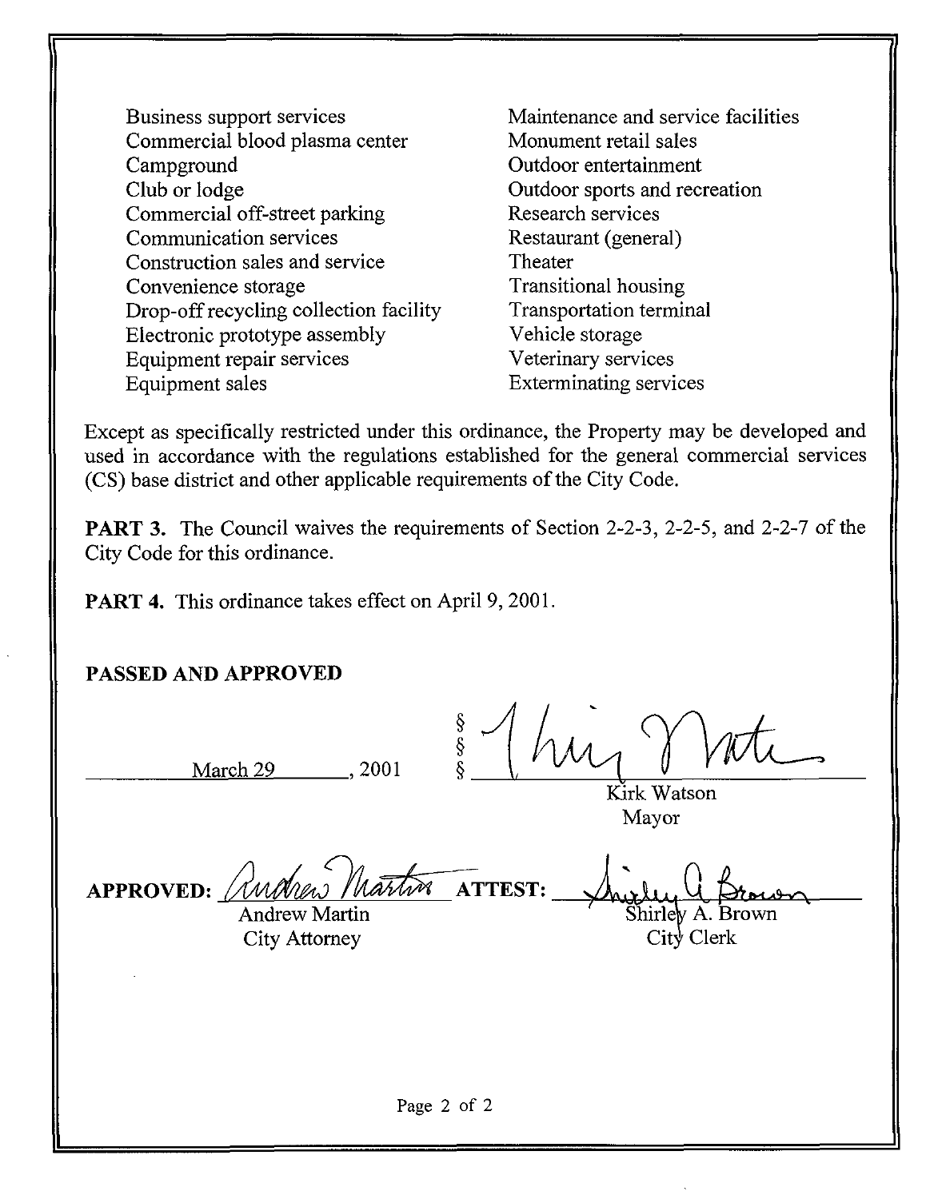- Business support services
- Commercial blood plasma center
- Campground
- Club or lodge
- Commercial off-street parking
- Communication services
- Construction sales and service
- Convenience storage
- Drop-off recycling collection facility
- Electronic prototype assembly
- Equipment repair services
- Equipment sales
- Maintenance and service facilities
- Monument retail sales
- Outdoor entertainment
- Outdoor sports and recreation
- Research services
- Restaurant (general)
- Theater
- Transitional housing
- Transportation terminal
- Vehicle storage
- Veterinary services
- Exterminating services

Except as specifically restricted under this ordinance, the Property may be developed and used in accordance with the regulations established for the general commercial services (CS) base district and other applicable requirements of the City Code.

**PART 3.** The Council waives the requirements of Section 2-2-3, 2-2-5, and 2-2-7 of the City Code for this ordinance.

**PART 4.** This ordinance takes effect on April 9, 2001.

**PASSED AND APPROVED**

March 29, 2001

§
§
§

Kirk Watson
Mayor

**APPROVED:** Andrew Martin
City Attorney

**ATTEST:** Shirley A. Brown
City Clerk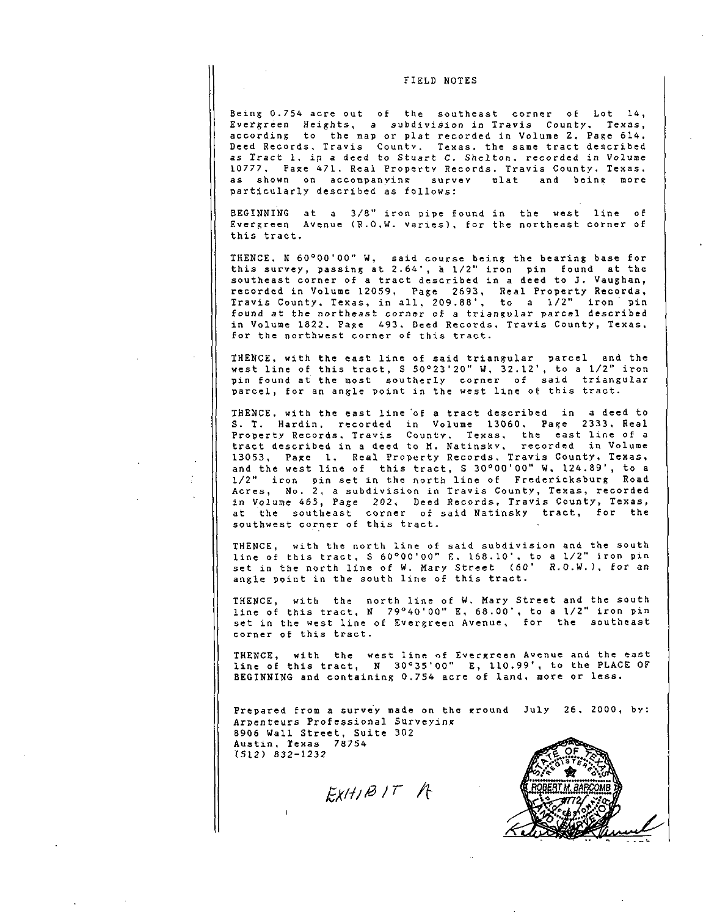# FIELD NOTES

Being 0.754 acre out of the southeast corner of Lot 14, Evergreen Heights, a subdivision in Travis County, Texas, according to the map or plat recorded in Volume Z, Page 614, Deed Records, Travis County, Texas, the same tract described as Tract 1, in a deed to Stuart C. Shelton, recorded in Volume 10777, Page 471, Real Property Records, Travis County, Texas, as shown on accompanying survey plat and being more particularly described as follows:

BEGINNING at a 3/8" iron pipe found in the west line of Evergreen Avenue (R.O.W. varies), for the northeast corner of this tract.

THENCE, N 60°00'00" W, said course being the bearing base for this survey, passing at 2.64', a 1/2" iron pin found at the southeast corner of a tract described in a deed to J. Vaughan, recorded in Volume 12059, Page 2693, Real Property Records, Travis County, Texas, in all, 209.88', to a 1/2" iron pin found at the northeast corner of a triangular parcel described in Volume 1822, Page 493, Deed Records, Travis County, Texas, for the northwest corner of this tract.

THENCE, with the east line of said triangular parcel and the west line of this tract, S 50°23'20" W, 32.12', to a 1/2" iron pin found at the most southerly corner of said triangular parcel, for an angle point in the west line of this tract.

THENCE, with the east line of a tract described in a deed to S. T. Hardin, recorded in Volume 13060, Page 2333, Real Property Records, Travis County, Texas, the east line of a tract described in a deed to M. Natinsky, recorded in Volume 13053, Page 1, Real Property Records, Travis County, Texas, and the west line of this tract, S 30°00'00" W, 124.89', to a 1/2" iron pin set in the north line of Fredericksburg Road Acres, No. 2, a subdivision in Travis County, Texas, recorded in Volume 465, Page 202, Deed Records, Travis County, Texas, at the southeast corner of said Natinsky tract, for the southwest corner of this tract.

THENCE, with the north line of said subdivision and the south line of this tract, S 60°00'00" E, 168.10', to a 1/2" iron pin set in the north line of W. Mary Street (60' R.O.W.), for an angle point in the south line of this tract.

THENCE, with the north line of W. Mary Street and the south line of this tract, N 79°40'00" E, 68.00', to a 1/2" iron pin set in the west line of Evergreen Avenue, for the southeast corner of this tract.

THENCE, with the west line of Evergreen Avenue and the east line of this tract, N 30°35'00" E, 110.99', to the PLACE OF BEGINNING and containing 0.754 acre of land, more or less.

Prepared from a survey made on the ground July 26, 2000, by:
Arpenteurs Professional Surveying
8906 Wall Street, Suite 302
Austin, Texas 78754
(512) 832-1232

EXHIBIT A

STATE OF TEXAS — REGISTERED — ROBERT M. BARCOMB — 4772 — PROFESSIONAL LAND SURVEYOR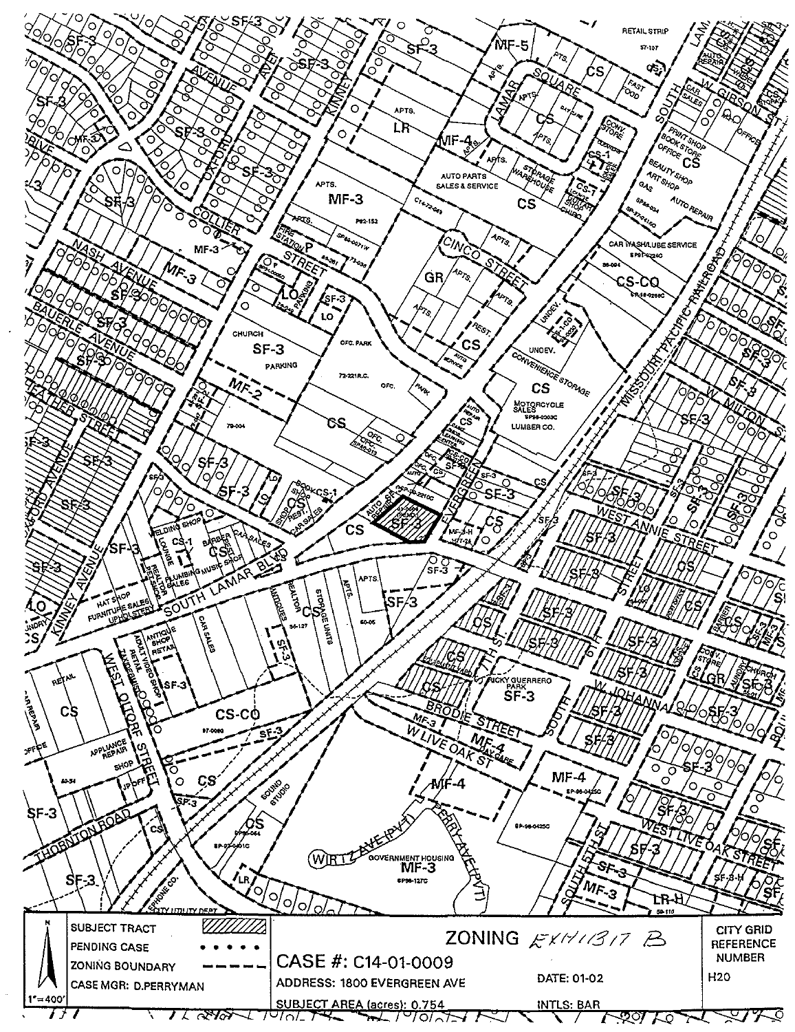| | | | | |
|---|---|---|---|---|
| SUBJECT TRACT | | ZONING *EXHIBIT B* | | CITY GRID REFERENCE NUMBER |
| PENDING CASE | | CASE #: C14-01-0009 | | H20 |
| ZONING BOUNDARY | | ADDRESS: 1800 EVERGREEN AVE | DATE: 01-02 | |
| CASE MGR: D.PERRYMAN | | SUBJECT AREA (acres): 0.754 | INTLS: BAR | |

1" = 400'